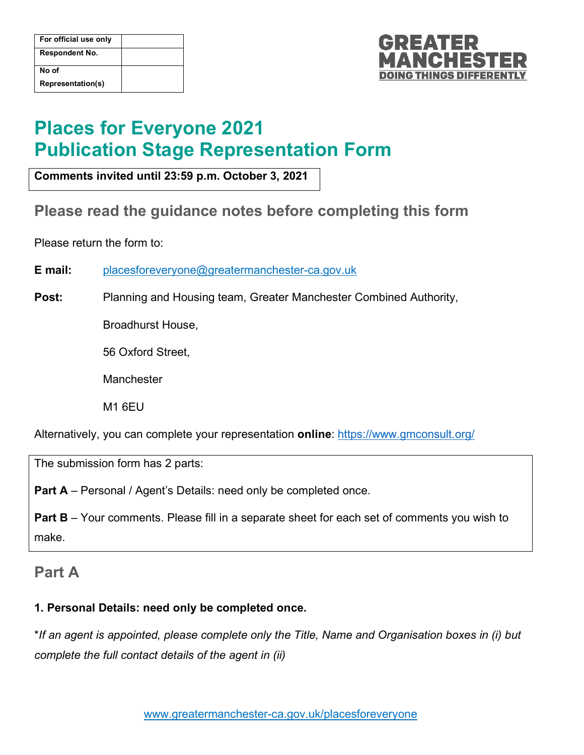| For official use only | |
|---|---|
| Respondent No. | |
| No of Representation(s) | |

**GREATER MANCHESTER**
**DOING THINGS DIFFERENTLY**

# Places for Everyone 2021
# Publication Stage Representation Form

**Comments invited until 23:59 p.m. October 3, 2021**

## Please read the guidance notes before completing this form

Please return the form to:

**E mail:** placesforeveryone@greatermanchester-ca.gov.uk

**Post:** Planning and Housing team, Greater Manchester Combined Authority,

Broadhurst House,

56 Oxford Street,

Manchester

M1 6EU

Alternatively, you can complete your representation **online**: https://www.gmconsult.org/

The submission form has 2 parts:

**Part A** – Personal / Agent's Details: need only be completed once.

**Part B** – Your comments. Please fill in a separate sheet for each set of comments you wish to make.

## Part A

### 1. Personal Details: need only be completed once.

\**If an agent is appointed, please complete only the Title, Name and Organisation boxes in (i) but complete the full contact details of the agent in (ii)*

www.greatermanchester-ca.gov.uk/placesforeveryone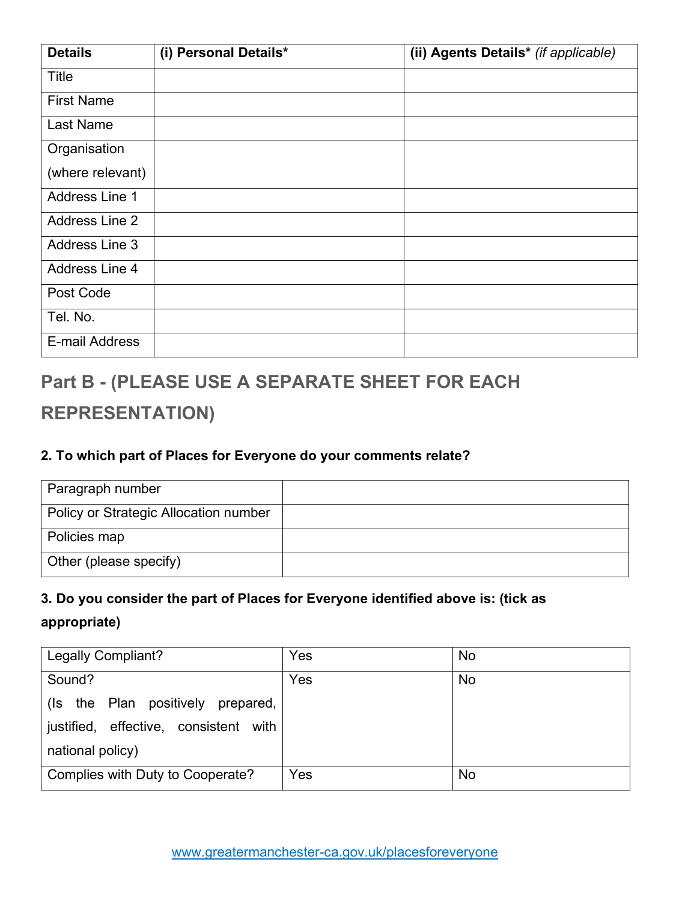| Details | (i) Personal Details* | (ii) Agents Details* *(if applicable)* |
|---|---|---|
| Title | | |
| First Name | | |
| Last Name | | |
| Organisation (where relevant) | | |
| Address Line 1 | | |
| Address Line 2 | | |
| Address Line 3 | | |
| Address Line 4 | | |
| Post Code | | |
| Tel. No. | | |
| E-mail Address | | |

## Part B - (PLEASE USE A SEPARATE SHEET FOR EACH REPRESENTATION)

**2. To which part of Places for Everyone do your comments relate?**

| Paragraph number | |
|---|---|
| Policy or Strategic Allocation number | |
| Policies map | |
| Other (please specify) | |

**3. Do you consider the part of Places for Everyone identified above is: (tick as appropriate)**

| Legally Compliant? | Yes | No |
|---|---|---|
| Sound? (Is the Plan positively prepared, justified, effective, consistent with national policy) | Yes | No |
| Complies with Duty to Cooperate? | Yes | No |

www.greatermanchester-ca.gov.uk/placesforeveryone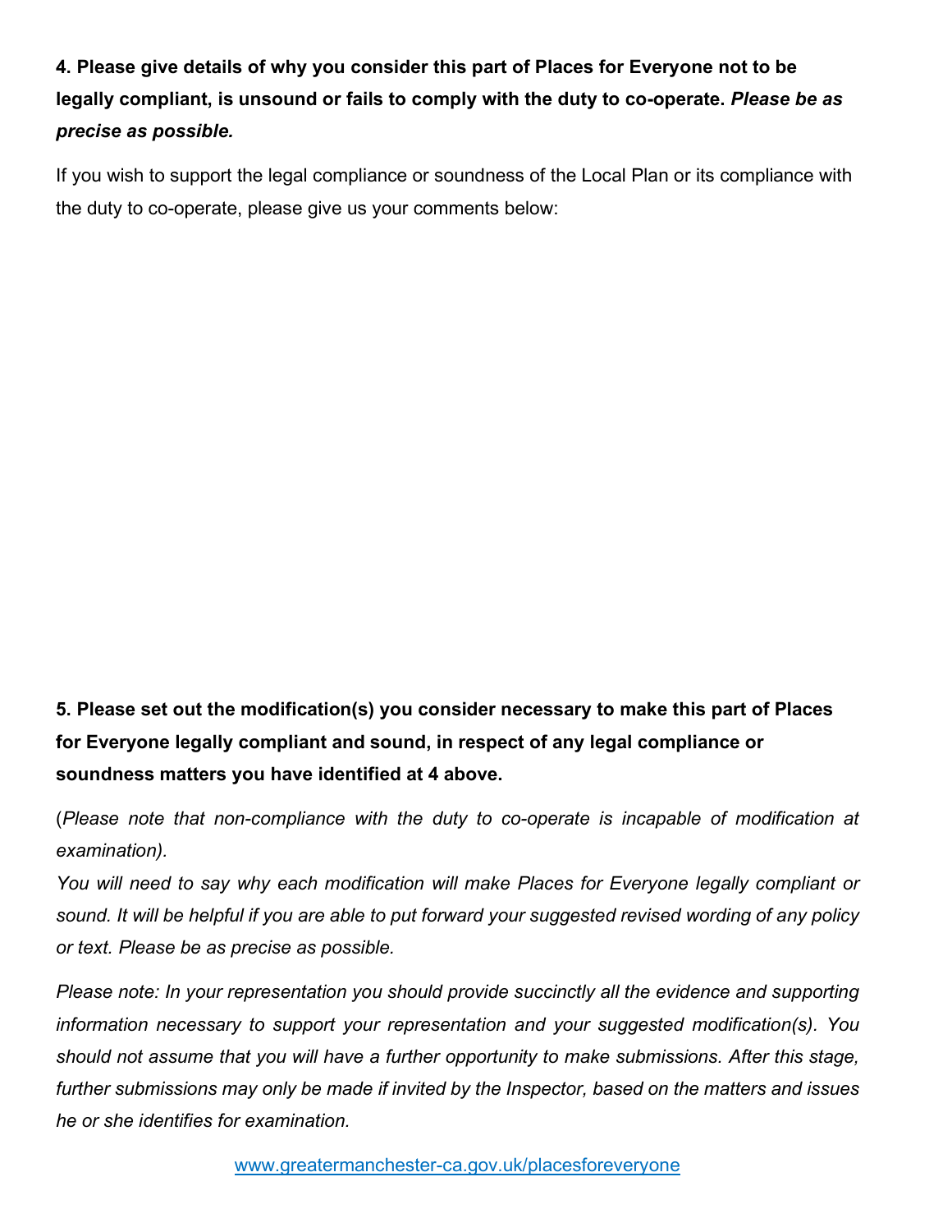**4. Please give details of why you consider this part of Places for Everyone not to be legally compliant, is unsound or fails to comply with the duty to co-operate.** ***Please be as precise as possible.***

If you wish to support the legal compliance or soundness of the Local Plan or its compliance with the duty to co-operate, please give us your comments below:

**5. Please set out the modification(s) you consider necessary to make this part of Places for Everyone legally compliant and sound, in respect of any legal compliance or soundness matters you have identified at 4 above.**

(*Please note that non-compliance with the duty to co-operate is incapable of modification at examination).*

*You will need to say why each modification will make Places for Everyone legally compliant or sound. It will be helpful if you are able to put forward your suggested revised wording of any policy or text. Please be as precise as possible.*

*Please note: In your representation you should provide succinctly all the evidence and supporting information necessary to support your representation and your suggested modification(s). You should not assume that you will have a further opportunity to make submissions. After this stage, further submissions may only be made if invited by the Inspector, based on the matters and issues he or she identifies for examination.*

www.greatermanchester-ca.gov.uk/placesforeveryone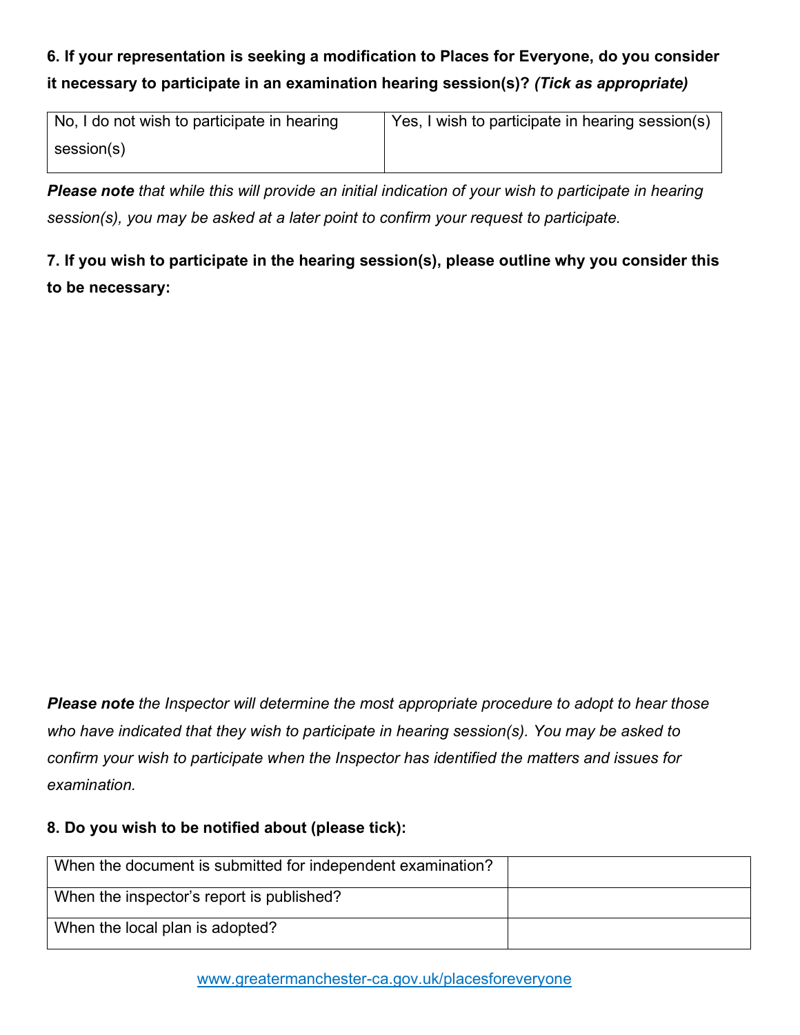**6. If your representation is seeking a modification to Places for Everyone, do you consider it necessary to participate in an examination hearing session(s)? *(Tick as appropriate)***

| No, I do not wish to participate in hearing session(s) | Yes, I wish to participate in hearing session(s) |
|---|---|

***Please note** that while this will provide an initial indication of your wish to participate in hearing session(s), you may be asked at a later point to confirm your request to participate.*

**7. If you wish to participate in the hearing session(s), please outline why you consider this to be necessary:**

***Please note** the Inspector will determine the most appropriate procedure to adopt to hear those who have indicated that they wish to participate in hearing session(s). You may be asked to confirm your wish to participate when the Inspector has identified the matters and issues for examination.*

**8. Do you wish to be notified about (please tick):**

| | |
|---|---|
| When the document is submitted for independent examination? | |
| When the inspector's report is published? | |
| When the local plan is adopted? | |

www.greatermanchester-ca.gov.uk/placesforeveryone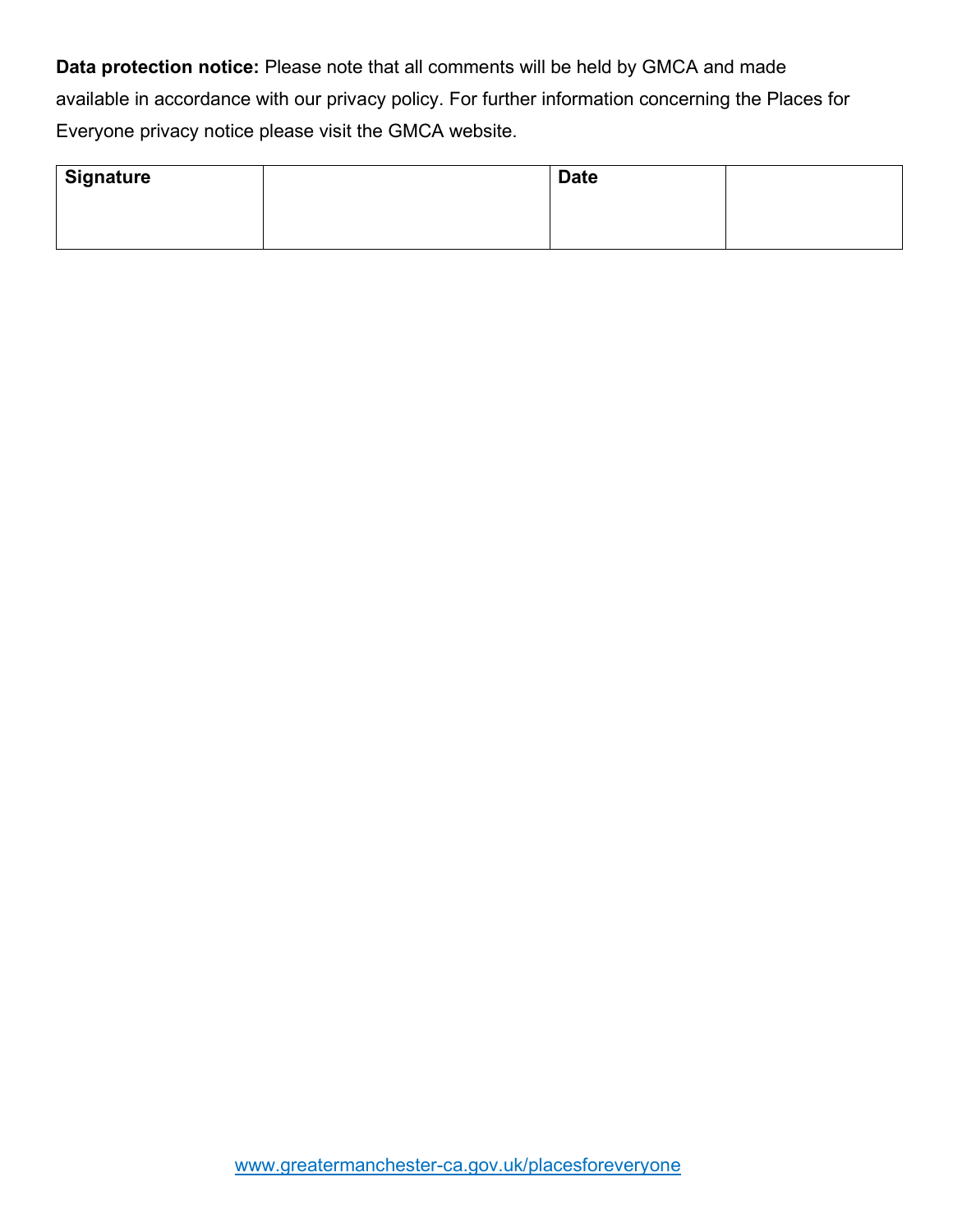**Data protection notice:** Please note that all comments will be held by GMCA and made available in accordance with our privacy policy. For further information concerning the Places for Everyone privacy notice please visit the GMCA website.

| | | | |
|---|---|---|---|
| **Signature** | | **Date** | |

www.greatermanchester-ca.gov.uk/placesforeveryone